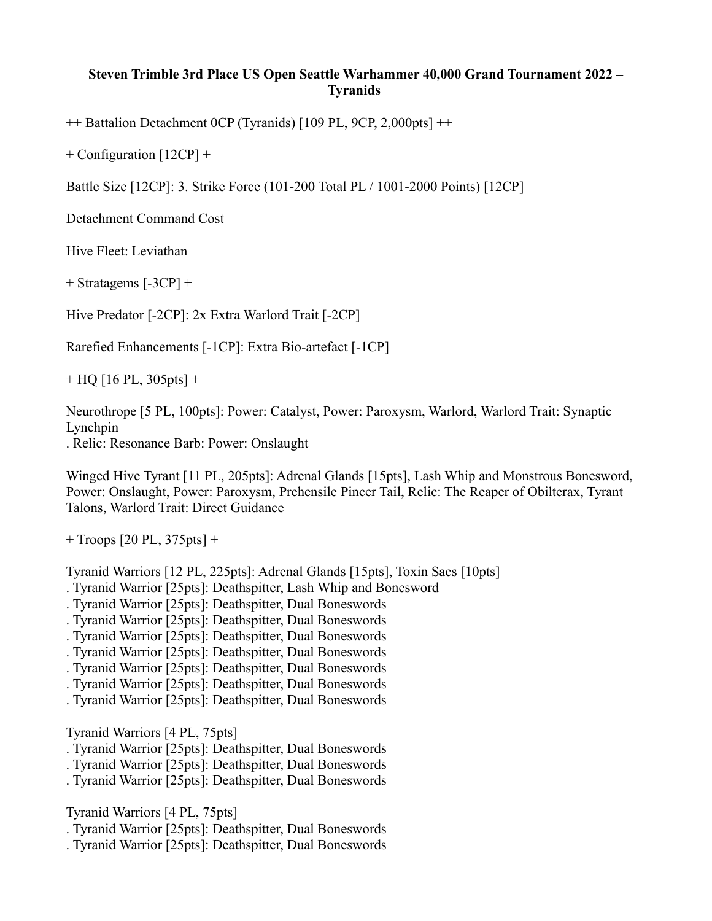**Steven Trimble 3rd Place US Open Seattle Warhammer 40,000 Grand Tournament 2022 – Tyranids**

++ Battalion Detachment 0CP (Tyranids) [109 PL, 9CP, 2,000pts] ++

+ Configuration [12CP] +

Battle Size [12CP]: 3. Strike Force (101-200 Total PL / 1001-2000 Points) [12CP]

Detachment Command Cost

Hive Fleet: Leviathan

+ Stratagems [-3CP] +

Hive Predator [-2CP]: 2x Extra Warlord Trait [-2CP]

Rarefied Enhancements [-1CP]: Extra Bio-artefact [-1CP]

+ HQ [16 PL, 305pts] +

Neurothrope [5 PL, 100pts]: Power: Catalyst, Power: Paroxysm, Warlord, Warlord Trait: Synaptic Lynchpin
. Relic: Resonance Barb: Power: Onslaught

Winged Hive Tyrant [11 PL, 205pts]: Adrenal Glands [15pts], Lash Whip and Monstrous Bonesword, Power: Onslaught, Power: Paroxysm, Prehensile Pincer Tail, Relic: The Reaper of Obilterax, Tyrant Talons, Warlord Trait: Direct Guidance

+ Troops [20 PL, 375pts] +

Tyranid Warriors [12 PL, 225pts]: Adrenal Glands [15pts], Toxin Sacs [10pts]
. Tyranid Warrior [25pts]: Deathspitter, Lash Whip and Bonesword
. Tyranid Warrior [25pts]: Deathspitter, Dual Boneswords
. Tyranid Warrior [25pts]: Deathspitter, Dual Boneswords
. Tyranid Warrior [25pts]: Deathspitter, Dual Boneswords
. Tyranid Warrior [25pts]: Deathspitter, Dual Boneswords
. Tyranid Warrior [25pts]: Deathspitter, Dual Boneswords
. Tyranid Warrior [25pts]: Deathspitter, Dual Boneswords
. Tyranid Warrior [25pts]: Deathspitter, Dual Boneswords

Tyranid Warriors [4 PL, 75pts]
. Tyranid Warrior [25pts]: Deathspitter, Dual Boneswords
. Tyranid Warrior [25pts]: Deathspitter, Dual Boneswords
. Tyranid Warrior [25pts]: Deathspitter, Dual Boneswords

Tyranid Warriors [4 PL, 75pts]
. Tyranid Warrior [25pts]: Deathspitter, Dual Boneswords
. Tyranid Warrior [25pts]: Deathspitter, Dual Boneswords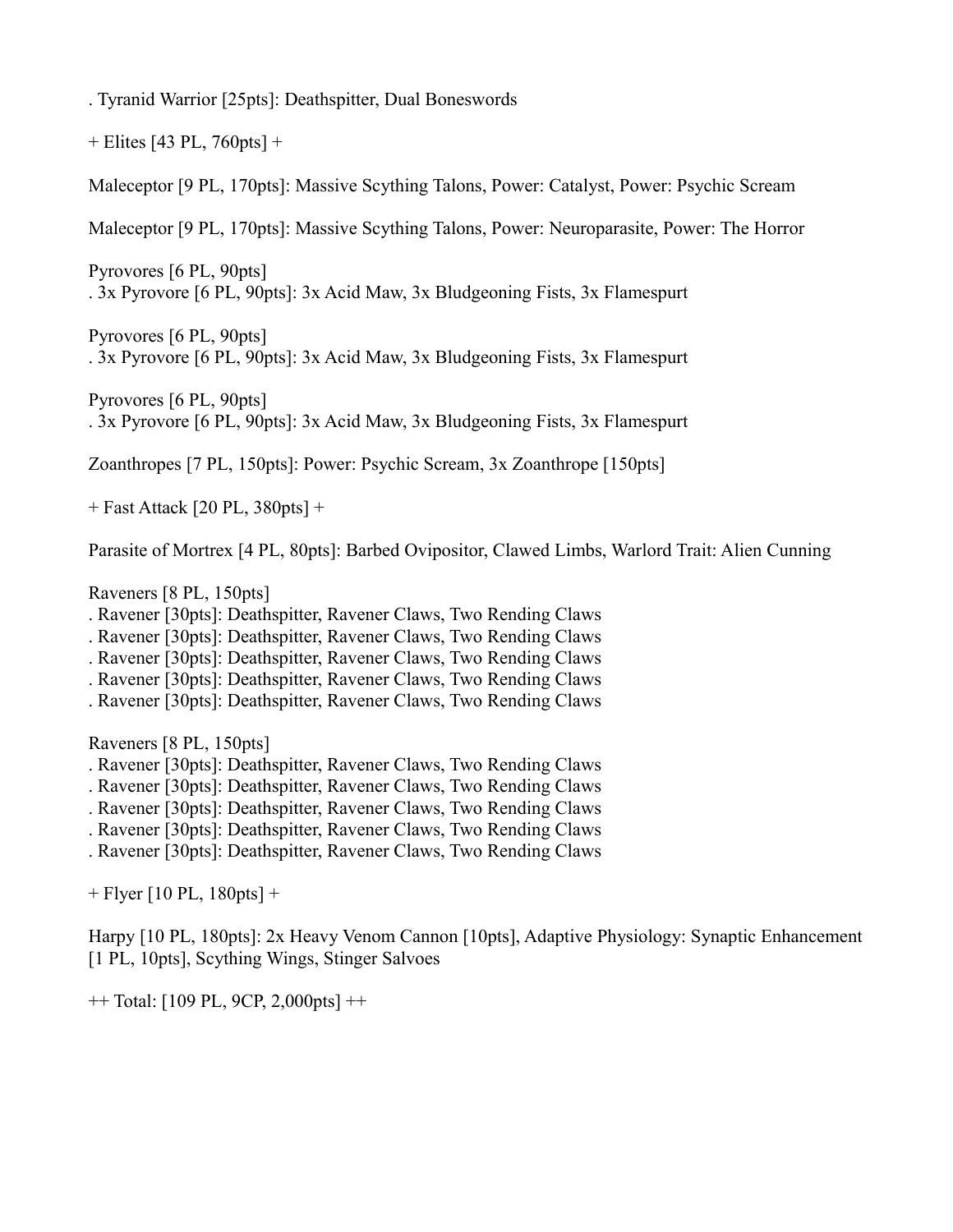. Tyranid Warrior [25pts]: Deathspitter, Dual Boneswords

+ Elites [43 PL, 760pts] +

Maleceptor [9 PL, 170pts]: Massive Scything Talons, Power: Catalyst, Power: Psychic Scream

Maleceptor [9 PL, 170pts]: Massive Scything Talons, Power: Neuroparasite, Power: The Horror

Pyrovores [6 PL, 90pts]
. 3x Pyrovore [6 PL, 90pts]: 3x Acid Maw, 3x Bludgeoning Fists, 3x Flamespurt

Pyrovores [6 PL, 90pts]
. 3x Pyrovore [6 PL, 90pts]: 3x Acid Maw, 3x Bludgeoning Fists, 3x Flamespurt

Pyrovores [6 PL, 90pts]
. 3x Pyrovore [6 PL, 90pts]: 3x Acid Maw, 3x Bludgeoning Fists, 3x Flamespurt

Zoanthropes [7 PL, 150pts]: Power: Psychic Scream, 3x Zoanthrope [150pts]

+ Fast Attack [20 PL, 380pts] +

Parasite of Mortrex [4 PL, 80pts]: Barbed Ovipositor, Clawed Limbs, Warlord Trait: Alien Cunning

Raveners [8 PL, 150pts]
. Ravener [30pts]: Deathspitter, Ravener Claws, Two Rending Claws
. Ravener [30pts]: Deathspitter, Ravener Claws, Two Rending Claws
. Ravener [30pts]: Deathspitter, Ravener Claws, Two Rending Claws
. Ravener [30pts]: Deathspitter, Ravener Claws, Two Rending Claws
. Ravener [30pts]: Deathspitter, Ravener Claws, Two Rending Claws

Raveners [8 PL, 150pts]
. Ravener [30pts]: Deathspitter, Ravener Claws, Two Rending Claws
. Ravener [30pts]: Deathspitter, Ravener Claws, Two Rending Claws
. Ravener [30pts]: Deathspitter, Ravener Claws, Two Rending Claws
. Ravener [30pts]: Deathspitter, Ravener Claws, Two Rending Claws
. Ravener [30pts]: Deathspitter, Ravener Claws, Two Rending Claws

+ Flyer [10 PL, 180pts] +

Harpy [10 PL, 180pts]: 2x Heavy Venom Cannon [10pts], Adaptive Physiology: Synaptic Enhancement [1 PL, 10pts], Scything Wings, Stinger Salvoes

++ Total: [109 PL, 9CP, 2,000pts] ++